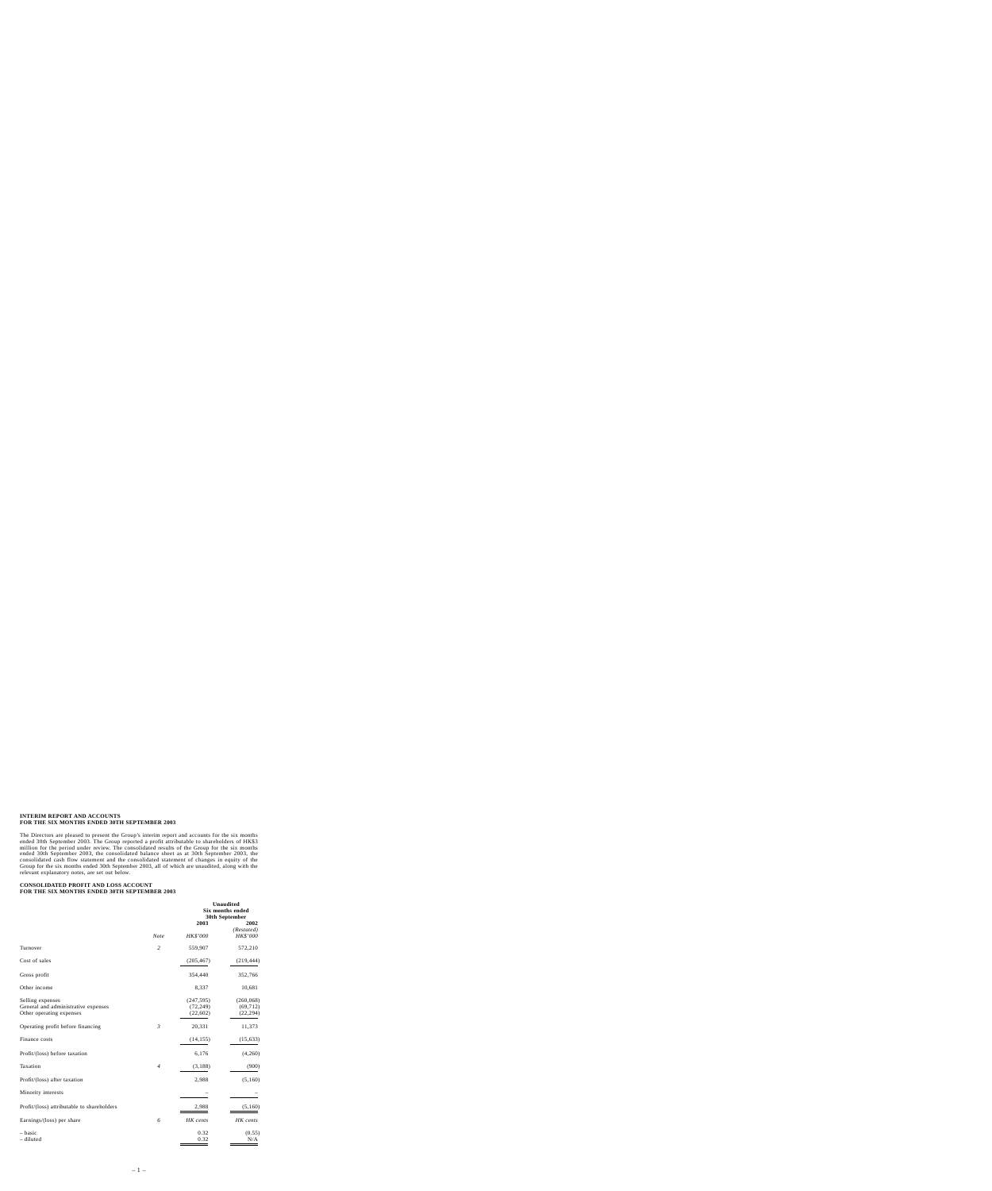**INTERIM REPORT AND ACCOUNTS**
**FOR THE SIX MONTHS ENDED 30TH SEPTEMBER 2003**

The Directors are pleased to present the Group's interim report and accounts for the six months ended 30th September 2003. The Group reported a profit attributable to shareholders of HK$3 million for the period under review. The consolidated results of the Group for the six months ended 30th September 2003, the consolidated balance sheet as at 30th September 2003, the consolidated cash flow statement and the consolidated statement of changes in equity of the Group for the six months ended 30th September 2003, all of which are unaudited, along with the relevant explanatory notes, are set out below.

**CONSOLIDATED PROFIT AND LOSS ACCOUNT**
**FOR THE SIX MONTHS ENDED 30TH SEPTEMBER 2003**

| | | **Unaudited Six months ended 30th September** | |
|---|---|---|---|
| | | **2003** | **2002** *(Restated)* |
| | *Note* | *HK$'000* | *HK$'000* |
| Turnover | *2* | 559,907 | 572,210 |
| Cost of sales | | (205,467) | (219,444) |
| Gross profit | | 354,440 | 352,766 |
| Other income | | 8,337 | 10,681 |
| Selling expenses | | (247,595) | (260,068) |
| General and administrative expenses | | (72,249) | (69,712) |
| Other operating expenses | | (22,602) | (22,294) |
| Operating profit before financing | *3* | 20,331 | 11,373 |
| Finance costs | | (14,155) | (15,633) |
| Profit/(loss) before taxation | | 6,176 | (4,260) |
| Taxation | *4* | (3,188) | (900) |
| Profit/(loss) after taxation | | 2,988 | (5,160) |
| Minority interests | | – | – |
| Profit/(loss) attributable to shareholders | | 2,988 | (5,160) |
| Earnings/(loss) per share | *6* | *HK cents* | *HK cents* |
| – basic | | 0.32 | (0.55) |
| – diluted | | 0.32 | N/A |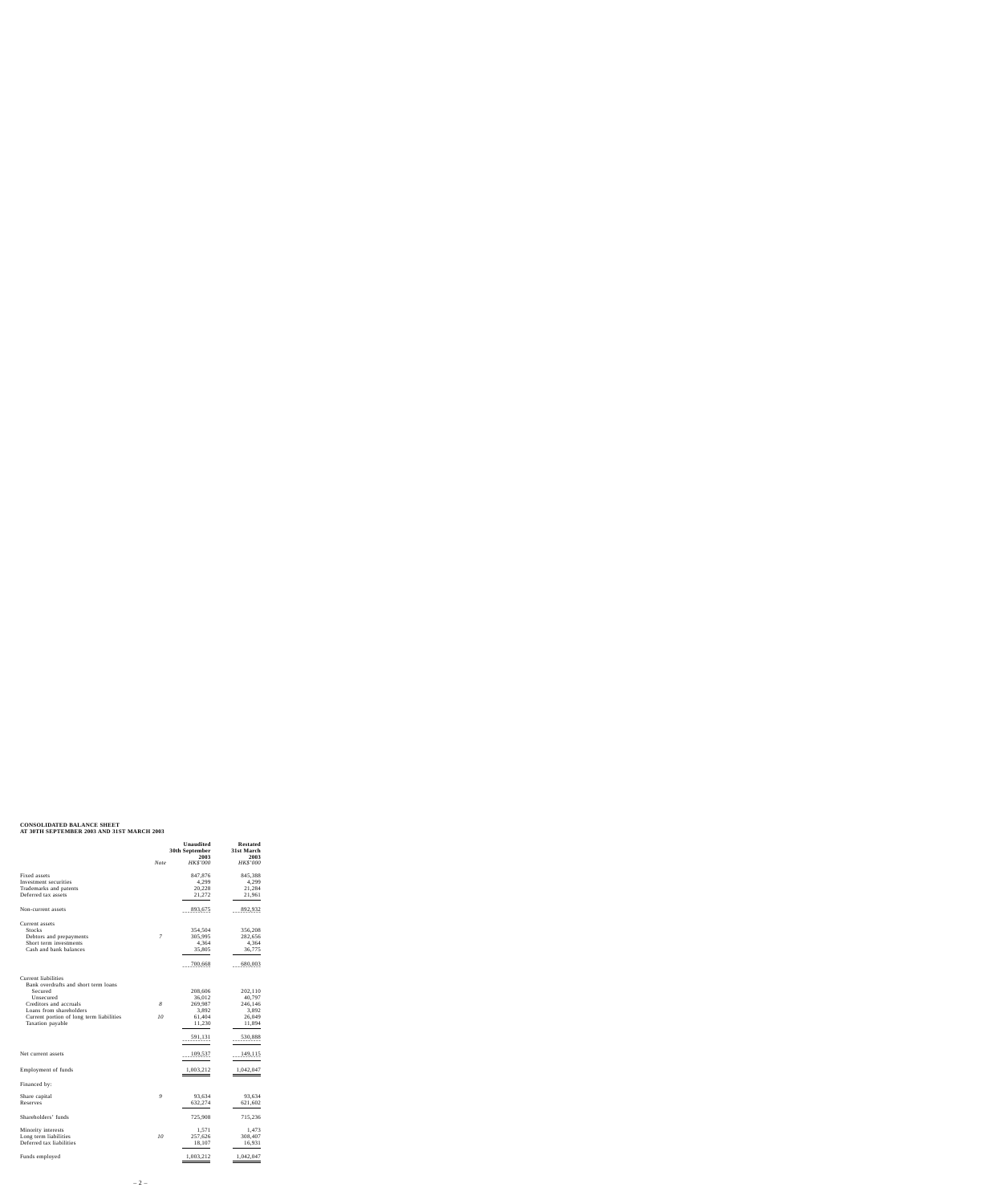**CONSOLIDATED BALANCE SHEET**
**AT 30TH SEPTEMBER 2003 AND 31ST MARCH 2003**

| | Note | Unaudited 30th September 2003 *HK$'000* | Restated 31st March 2003 *HK$'000* |
|---|---|---|---|
| Fixed assets | | 847,876 | 845,388 |
| Investment securities | | 4,299 | 4,299 |
| Trademarks and patents | | 20,228 | 21,284 |
| Deferred tax assets | | 21,272 | 21,961 |
| Non-current assets | | 893,675 | 892,932 |
| Current assets | | | |
| Stocks | | 354,504 | 356,208 |
| Debtors and prepayments | *7* | 305,995 | 282,656 |
| Short term investments | | 4,364 | 4,364 |
| Cash and bank balances | | 35,805 | 36,775 |
| | | 700,668 | 680,003 |
| Current liabilities | | | |
| Bank overdrafts and short term loans | | | |
| Secured | | 208,606 | 202,110 |
| Unsecured | | 36,012 | 40,797 |
| Creditors and accruals | *8* | 269,987 | 246,146 |
| Loans from shareholders | | 3,892 | 3,892 |
| Current portion of long term liabilities | *10* | 61,404 | 26,049 |
| Taxation payable | | 11,230 | 11,894 |
| | | 591,131 | 530,888 |
| Net current assets | | 109,537 | 149,115 |
| Employment of funds | | 1,003,212 | 1,042,047 |
| Financed by: | | | |
| Share capital | *9* | 93,634 | 93,634 |
| Reserves | | 632,274 | 621,602 |
| Shareholders' funds | | 725,908 | 715,236 |
| Minority interests | | 1,571 | 1,473 |
| Long term liabilities | *10* | 257,626 | 308,407 |
| Deferred tax liabilities | | 18,107 | 16,931 |
| Funds employed | | 1,003,212 | 1,042,047 |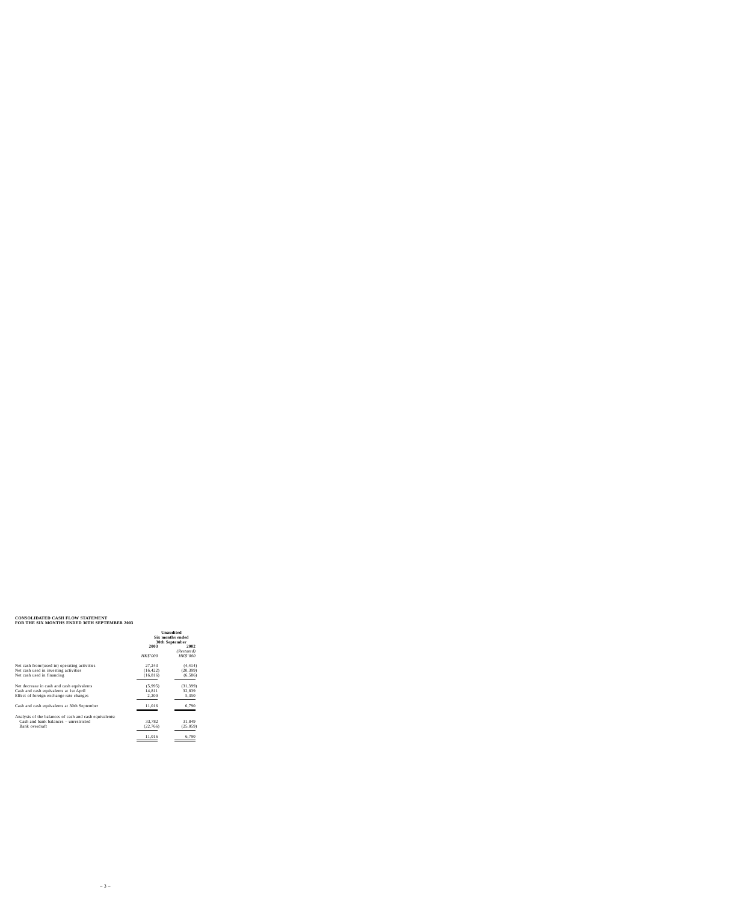**CONSOLIDATED CASH FLOW STATEMENT**
**FOR THE SIX MONTHS ENDED 30TH SEPTEMBER 2003**

| | **Unaudited Six months ended 30th September** | |
|---|---|---|
| | **2003** | **2002** |
| | | *(Restated)* |
| | *HK$'000* | *HK$'000* |
| Net cash from/(used in) operating activities | 27,243 | (4,414) |
| Net cash used in investing activities | (16,422) | (20,399) |
| Net cash used in financing | (16,816) | (6,586) |
| Net decrease in cash and cash equivalents | (5,995) | (31,399) |
| Cash and cash equivalents at 1st April | 14,811 | 32,839 |
| Effect of foreign exchange rate changes | 2,200 | 5,350 |
| Cash and cash equivalents at 30th September | 11,016 | 6,790 |
| Analysis of the balances of cash and cash equivalents: | | |
| Cash and bank balances – unrestricted | 33,782 | 31,849 |
| Bank overdraft | (22,766) | (25,059) |
| | 11,016 | 6,790 |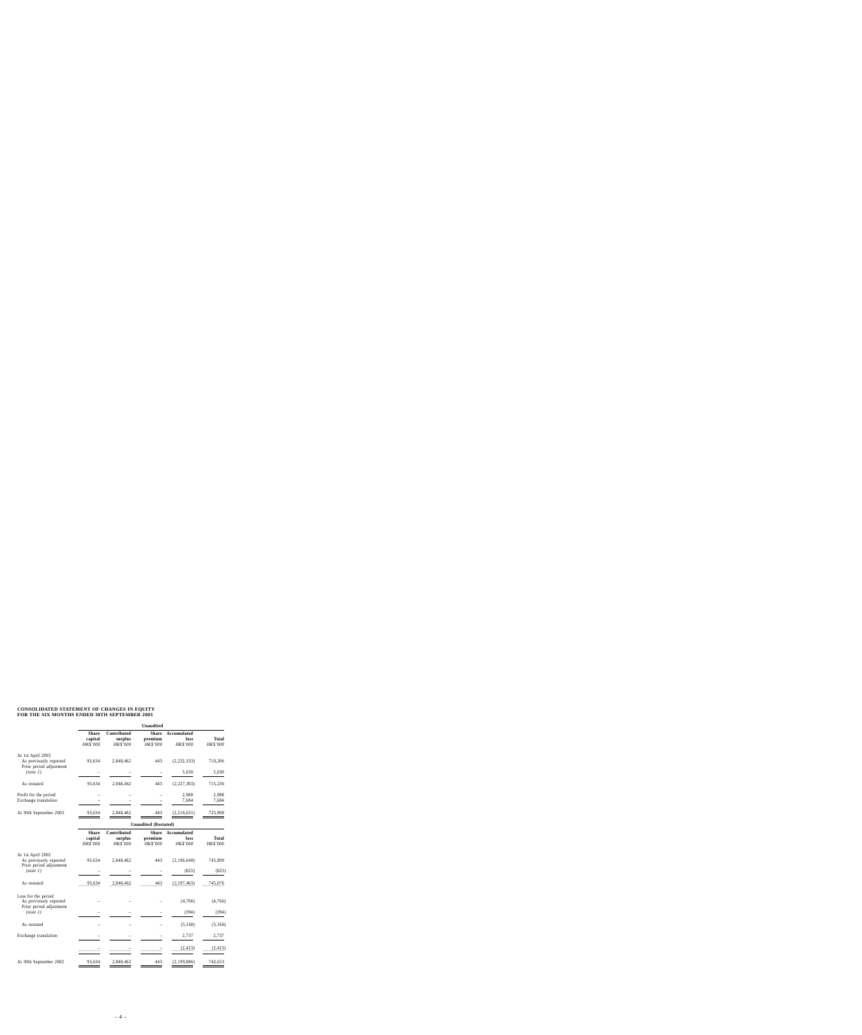**CONSOLIDATED STATEMENT OF CHANGES IN EQUITY**
**FOR THE SIX MONTHS ENDED 30TH SEPTEMBER 2003**

| | **Unaudited** | | | | |
|---|---|---|---|---|---|
| | **Share capital** | **Contributed surplus** | **Share premium** | **Accumulated loss** | **Total** |
| | *HK$'000* | *HK$'000* | *HK$'000* | *HK$'000* | *HK$'000* |
| At 1st April 2003 | | | | | |
| As previously reported | 93,634 | 2,848,462 | 443 | (2,232,333) | 710,206 |
| Prior period adjustment *(note 1)* | – | – | – | 5,030 | 5,030 |
| As restated | 93,634 | 2,848,462 | 443 | (2,227,303) | 715,236 |
| Profit for the period | – | – | – | 2,988 | 2,988 |
| Exchange translation | – | – | – | 7,684 | 7,684 |
| At 30th September 2003 | 93,634 | 2,848,462 | 443 | (2,216,631) | 725,908 |

| | **Unaudited (Restated)** | | | | |
|---|---|---|---|---|---|
| | **Share capital** | **Contributed surplus** | **Share premium** | **Accumulated loss** | **Total** |
| | *HK$'000* | *HK$'000* | *HK$'000* | *HK$'000* | *HK$'000* |
| At 1st April 2002 | | | | | |
| As previously reported | 93,634 | 2,848,462 | 443 | (2,196,640) | 745,899 |
| Prior period adjustment *(note 1)* | – | – | – | (823) | (823) |
| As restated | 93,634 | 2,848,462 | 443 | (2,197,463) | 745,076 |
| Loss for the period | | | | | |
| As previously reported | – | – | – | (4,766) | (4,766) |
| Prior period adjustment *(note 1)* | – | – | – | (394) | (394) |
| As restated | – | – | – | (5,160) | (5,160) |
| Exchange translation | – | – | – | 2,737 | 2,737 |
| | – | – | – | (2,423) | (2,423) |
| At 30th September 2002 | 93,634 | 2,848,462 | 443 | (2,199,886) | 742,653 |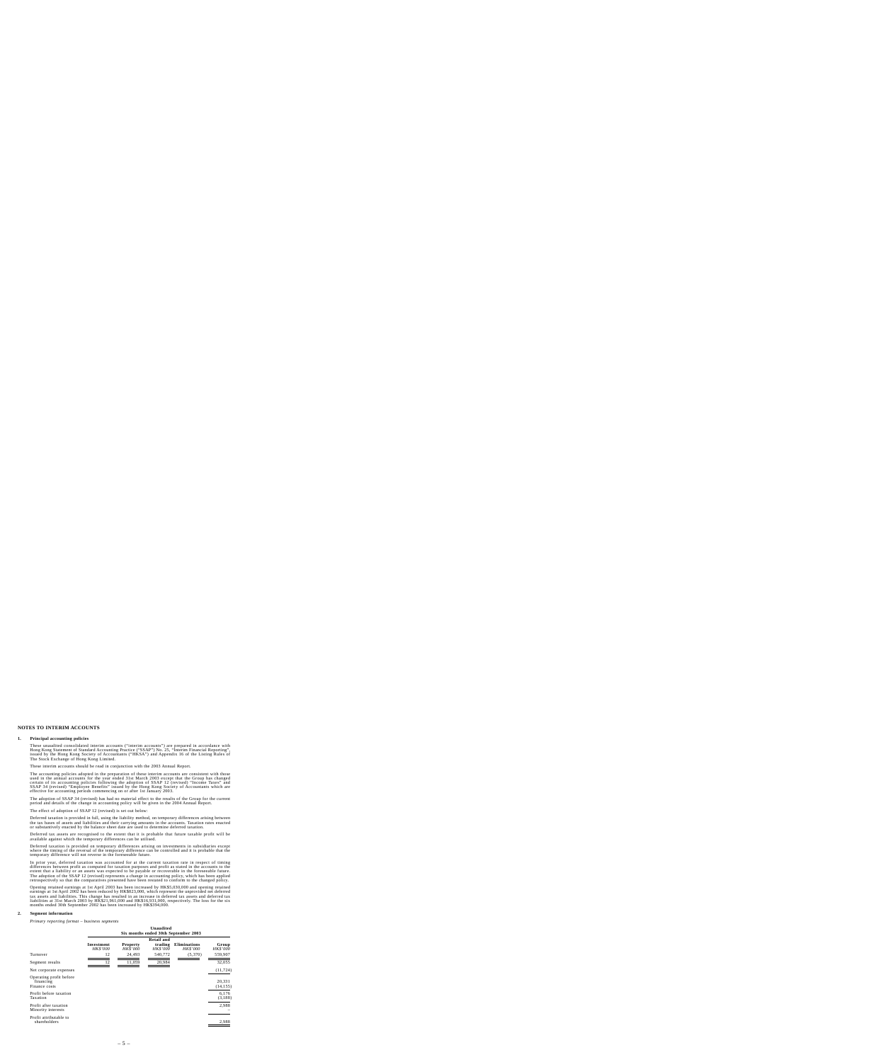## NOTES TO INTERIM ACCOUNTS

### 1. Principal accounting policies

These unaudited consolidated interim accounts ("interim accounts") are prepared in accordance with Hong Kong Statement of Standard Accounting Practice ("SSAP") No. 25, "Interim Financial Reporting", issued by the Hong Kong Society of Accountants ("HKSA") and Appendix 16 of the Listing Rules of The Stock Exchange of Hong Kong Limited.

These interim accounts should be read in conjunction with the 2003 Annual Report.

The accounting policies adopted in the preparation of these interim accounts are consistent with those used in the annual accounts for the year ended 31st March 2003 except that the Group has changed certain of its accounting policies following the adoption of SSAP 12 (revised) "Income Taxes" and SSAP 34 (revised) "Employee Benefits" issued by the Hong Kong Society of Accountants which are effective for accounting periods commencing on or after 1st January 2003.

The adoption of SSAP 34 (revised) has had no material effect to the results of the Group for the current period and details of the change in accounting policy will be given in the 2004 Annual Report.

The effect of adoption of SSAP 12 (revised) is set out below:

Deferred taxation is provided in full, using the liability method, on temporary differences arising between the tax bases of assets and liabilities and their carrying amounts in the accounts. Taxation rates enacted or substantively enacted by the balance sheet date are used to determine deferred taxation.

Deferred tax assets are recognised to the extent that it is probable that future taxable profit will be available against which the temporary differences can be utilised.

Deferred taxation is provided on temporary differences arising on investments in subsidiaries except where the timing of the reversal of the temporary difference can be controlled and it is probable that the temporary difference will not reverse in the foreseeable future.

In prior year, deferred taxation was accounted for at the current taxation rate in respect of timing differences between profit as computed for taxation purposes and profit as stated in the accounts to the extent that a liability or an assets was expected to be payable or recoverable in the foreseeable future. The adoption of the SSAP 12 (revised) represents a change in accounting policy, which has been applied retrospectively so that the comparatives presented have been restated to conform to the changed policy.

Opening retained earnings at 1st April 2003 has been increased by HK$5,030,000 and opening retained earnings at 1st April 2002 has been reduced by HK$823,000, which represent the unprovided net deferred tax assets and liabilities. This change has resulted in an increase in deferred tax assets and deferred tax liabilities at 31st March 2003 by HK$21,961,000 and HK$16,931,000, respectively. The loss for the six months ended 30th September 2002 has been increased by HK$394,000.

### 2. Segment information

*Primary reporting format – business segments*

| | Unaudited Six months ended 30th September 2003 | | | | |
|---|---|---|---|---|---|
| | **Investment** *HK$'000* | **Property** *HK$'000* | **Retail and trading** *HK$'000* | **Eliminations** *HK$'000* | **Group** *HK$'000* |
| Turnover | 12 | 24,493 | 540,772 | (5,370) | 559,907 |
| Segment results | 12 | 11,059 | 20,984 | | 32,055 |
| Net corporate expenses | | | | | (11,724) |
| Operating profit before financing | | | | | 20,331 |
| Finance costs | | | | | (14,155) |
| Profit before taxation | | | | | 6,176 |
| Taxation | | | | | (3,188) |
| Profit after taxation | | | | | 2,988 |
| Minority interests | | | | | – |
| Profit attributable to shareholders | | | | | 2,988 |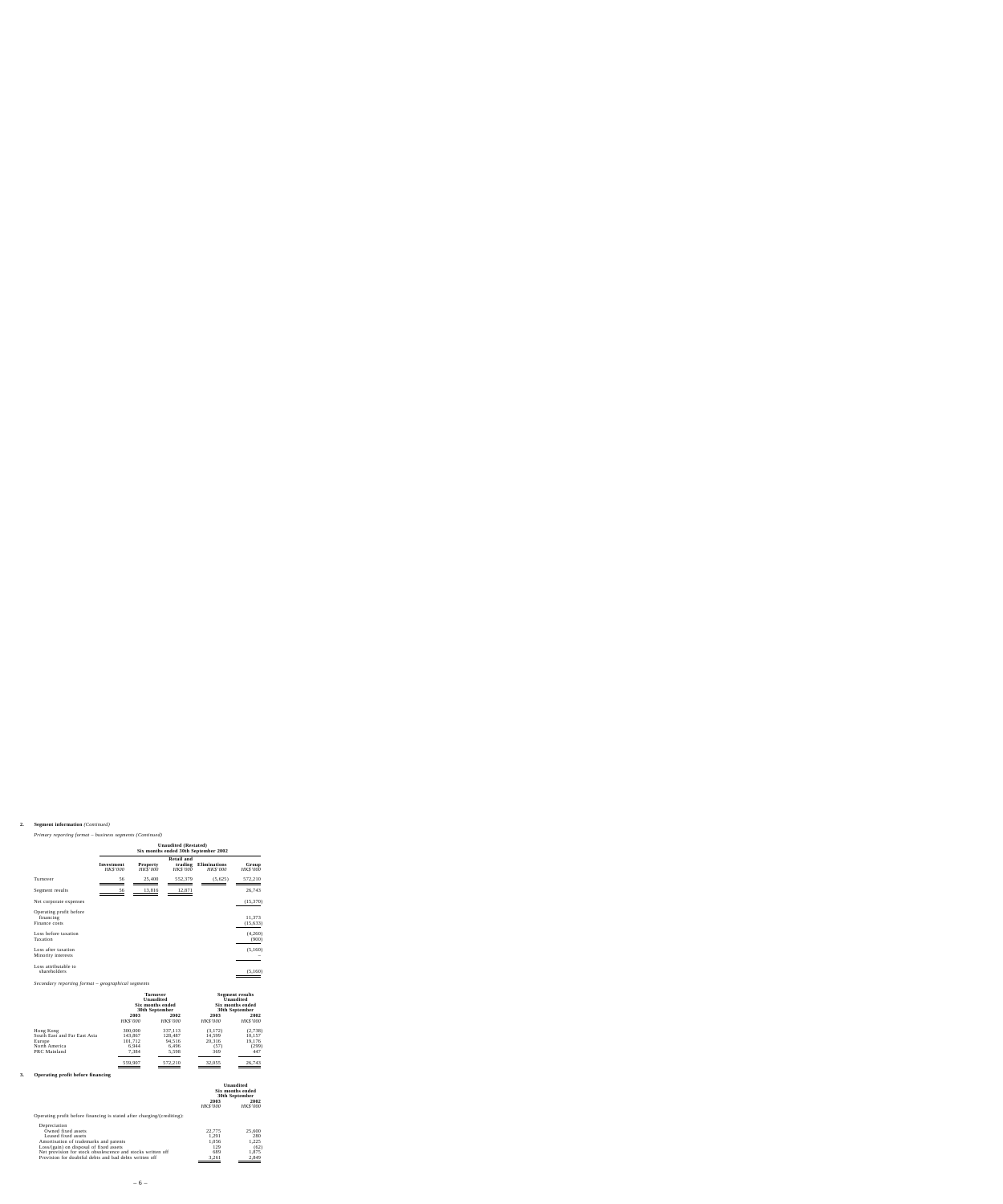## 2. Segment information *(Continued)*

*Primary reporting format – business segments (Continued)*

| | Unaudited (Restated) Six months ended 30th September 2002 | | | | |
|---|---|---|---|---|---|
| | Investment *HK$'000* | Property *HK$'000* | Retail and trading *HK$'000* | Eliminations *HK$'000* | Group *HK$'000* |
| Turnover | 56 | 25,400 | 552,379 | (5,625) | 572,210 |
| Segment results | 56 | 13,816 | 12,871 | | 26,743 |
| Net corporate expenses | | | | | (15,370) |
| Operating profit before financing | | | | | 11,373 |
| Finance costs | | | | | (15,633) |
| Loss before taxation | | | | | (4,260) |
| Taxation | | | | | (900) |
| Loss after taxation | | | | | (5,160) |
| Minority interests | | | | | – |
| Loss attributable to shareholders | | | | | (5,160) |

*Secondary reporting format – geographical segments*

| | Turnover Unaudited Six months ended 30th September | | Segment results Unaudited Six months ended 30th September | |
|---|---|---|---|---|
| | 2003 *HK$'000* | 2002 *HK$'000* | 2003 *HK$'000* | 2002 *HK$'000* |
| Hong Kong | 300,000 | 337,113 | (3,172) | (2,738) |
| South East and Far East Asia | 143,867 | 128,487 | 14,599 | 10,157 |
| Europe | 101,712 | 94,516 | 20,316 | 19,176 |
| North America | 6,944 | 6,496 | (57) | (299) |
| PRC Mainland | 7,384 | 5,598 | 369 | 447 |
| | 559,907 | 572,210 | 32,055 | 26,743 |

## 3. Operating profit before financing

| | Unaudited Six months ended 30th September | |
|---|---|---|
| | 2003 *HK$'000* | 2002 *HK$'000* |
| Operating profit before financing is stated after charging/(crediting): | | |
| Depreciation | | |
| Owned fixed assets | 22,775 | 25,600 |
| Leased fixed assets | 1,291 | 280 |
| Amortisation of trademarks and patents | 1,056 | 1,225 |
| Loss/(gain) on disposal of fixed assets | 129 | (62) |
| Net provision for stock obsolescence and stocks written off | 689 | 1,875 |
| Provision for doubtful debts and bad debts written off | 3,261 | 2,849 |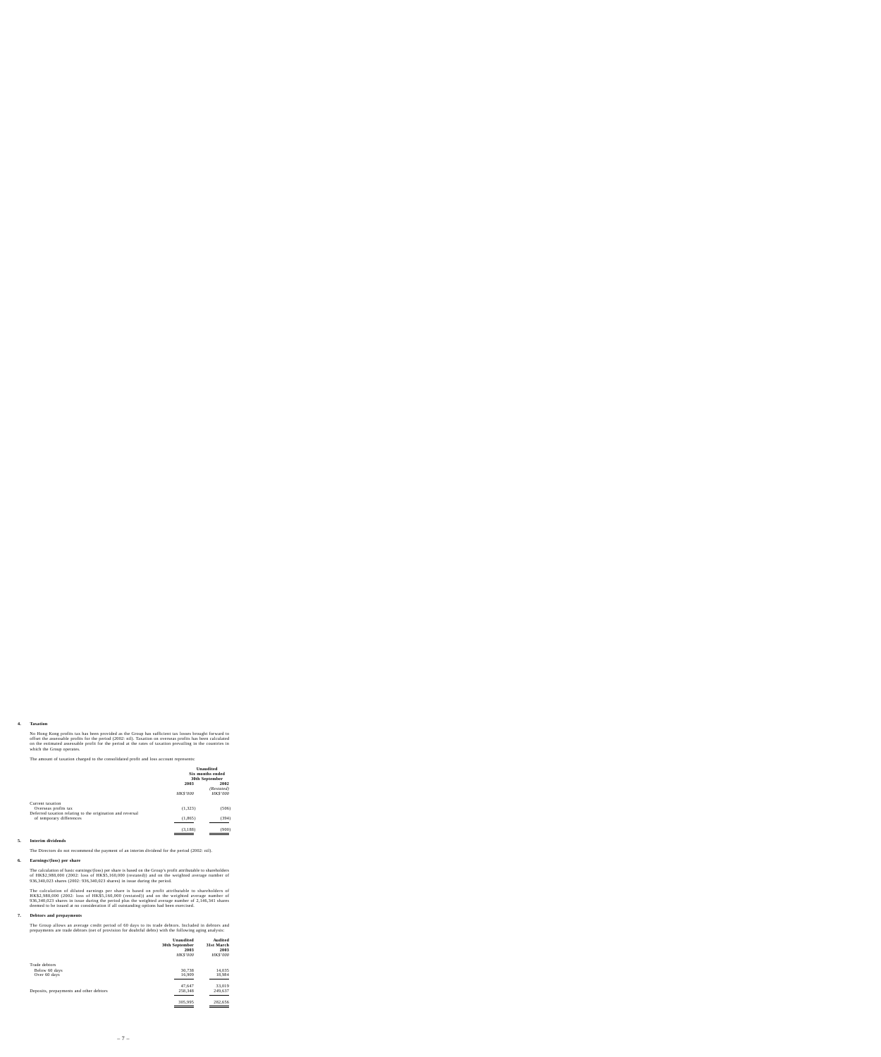## 4. Taxation

No Hong Kong profits tax has been provided as the Group has sufficient tax losses brought forward to offset the assessable profits for the period (2002: nil). Taxation on overseas profits has been calculated on the estimated assessable profit for the period at the rates of taxation prevailing in the countries in which the Group operates.

The amount of taxation charged to the consolidated profit and loss account represents:

| | Unaudited Six months ended 30th September 2003 | 2002 |
|---|---|---|
| | | *(Restated)* |
| | *HK$'000* | *HK$'000* |
| Current taxation | | |
| Overseas profits tax | (1,323) | (506) |
| Deferred taxation relating to the origination and reversal of temporary differences | (1,865) | (394) |
| | (3,188) | (900) |

## 5. Interim dividends

The Directors do not recommend the payment of an interim dividend for the period (2002: nil).

## 6. Earnings/(loss) per share

The calculation of basic earnings/(loss) per share is based on the Group's profit attributable to shareholders of HK$2,988,000 (2002: loss of HK$5,160,000 (restated)) and on the weighted average number of 936,340,023 shares (2002: 936,340,023 shares) in issue during the period.

The calculation of diluted earnings per share is based on profit attributable to shareholders of HK$2,988,000 (2002: loss of HK$5,160,000 (restated)) and on the weighted average number of 936,340,023 shares in issue during the period plus the weighted average number of 2,146,341 shares deemed to be issued at no consideration if all outstanding options had been exercised.

## 7. Debtors and prepayments

The Group allows an average credit period of 60 days to its trade debtors. Included in debtors and prepayments are trade debtors (net of provision for doubtful debts) with the following aging analysis:

| | Unaudited 30th September 2003 | Audited 31st March 2003 |
|---|---|---|
| | *HK$'000* | *HK$'000* |
| Trade debtors | | |
| Below 60 days | 30,738 | 14,035 |
| Over 60 days | 16,909 | 18,984 |
| | 47,647 | 33,019 |
| Deposits, prepayments and other debtors | 258,348 | 249,637 |
| | 305,995 | 282,656 |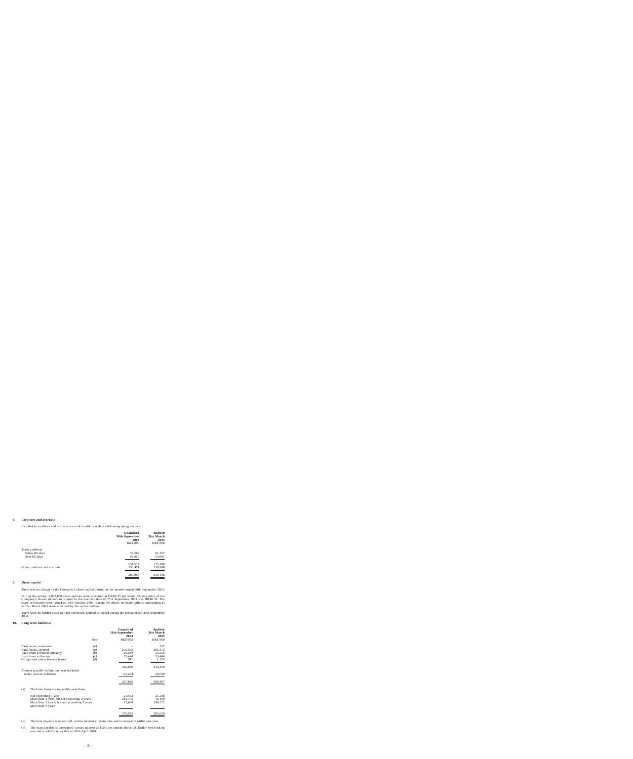**8. Creditors and accruals**

Included in creditors and accruals are trade creditors with the following aging analysis:

| | Unaudited 30th September 2003 *HK$'000* | Audited 31st March 2003 *HK$'000* |
|---|---|---|
| Trade creditors | | |
| Below 60 days | 74,563 | 61,307 |
| Over 60 days | 56,950 | 53,891 |
| | 131,513 | 115,198 |
| Other creditors and accruals | 138,474 | 130,948 |
| | 269,987 | 246,146 |

**9. Share capital**

There was no change in the Company's share capital during the six months ended 30th September 2003.

During the period, 1,000,000 share options were exercised at HK$0.15 per share. Closing price of the Company's shares immediately prior to the exercise date of 25th September 2003 was HK$0.30. The share certificates were issued on 14th October 2003. Except the above, no share options outstanding as at 31st March 2003 were exercised by the option holders.

There were no further share options exercised, granted or lapsed during the period ended 30th September 2003.

**10. Long term liabilities**

| | *Note* | Unaudited 30th September 2003 *HK$'000* | Audited 31st March 2003 *HK$'000* |
|---|---|---|---|
| Bank loans, unsecured | *(a)* | – | 157 |
| Bank loans, secured | *(a)* | 278,595 | 285,472 |
| Loan from a related company | *(b)* | 26,080 | 34,250 |
| Loan from a director | *(c)* | 13,444 | 13,444 |
| Obligations under finance leases | *(d)* | 911 | 1,133 |
| | | 319,030 | 334,456 |
| Amount payable within one year included under current liabilities | | 61,404 | 26,049 |
| | | 257,626 | 308,407 |

(a) The bank loans are repayable as follows:

| | Unaudited 30th September 2003 *HK$'000* | Audited 31st March 2003 *HK$'000* |
|---|---|---|
| Not exceeding 1 year | 21,493 | 21,248 |
| More than 1 year, but not exceeding 2 years | 243,702 | 16,109 |
| More than 2 years, but not exceeding 5 years | 13,400 | 248,272 |
| More than 5 years | – | – |
| | 278,595 | 285,629 |

(b) The loan payable is unsecured, carries interest at prime rate and is repayable within one year.

(c) The loan payable is unsecured, carries interest at 1.5% per annum above US Dollar best lending rate and is wholly repayable on 30th April 2004.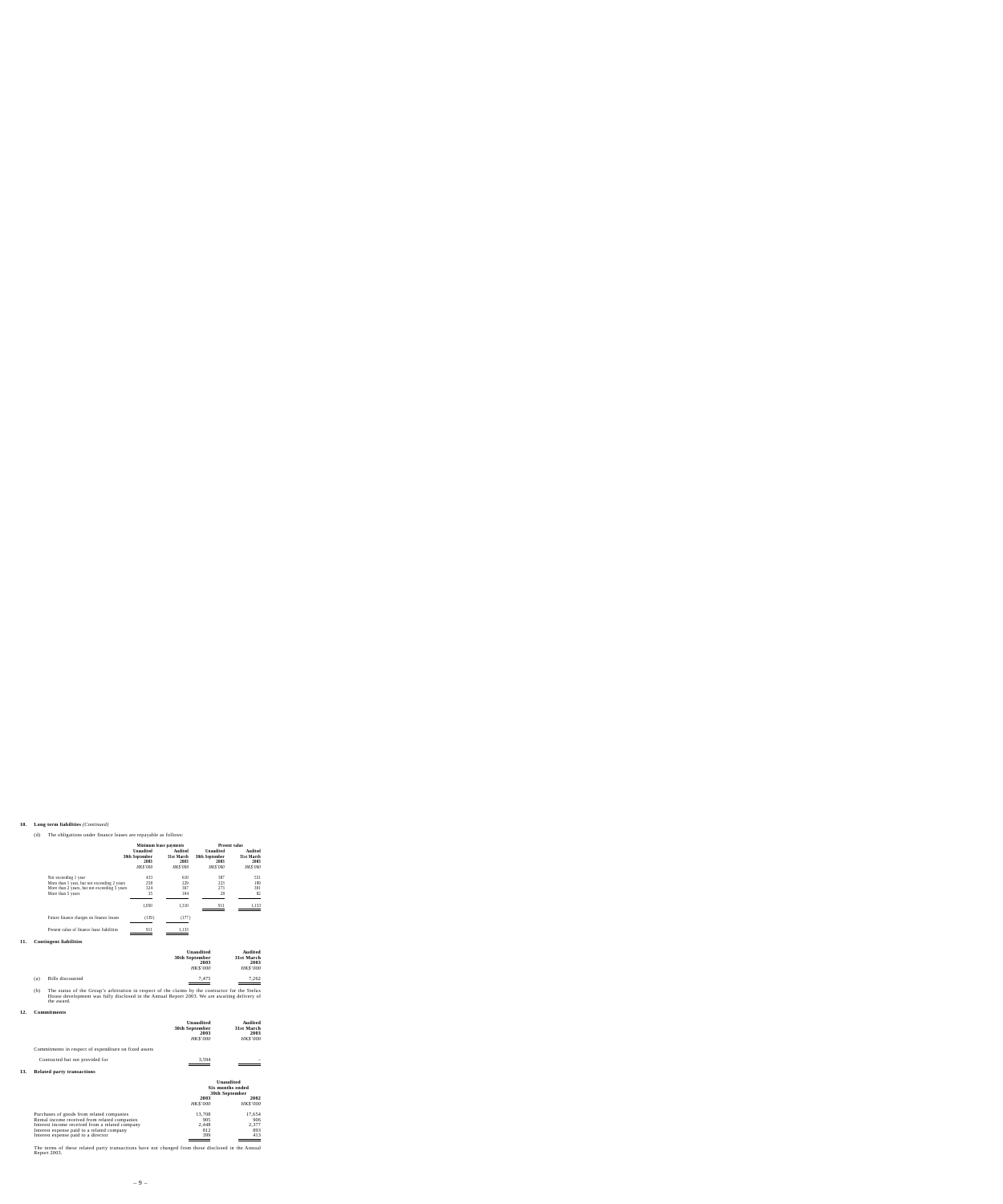**10. Long term liabilities** *(Continued)*

(d) The obligations under finance leases are repayable as follows:

| | Minimum lease payments | | Present value | |
|---|---|---|---|---|
| | Unaudited 30th September 2003 | Audited 31st March 2003 | Unaudited 30th September 2003 | Audited 31st March 2003 |
| | *HK$'000* | *HK$'000* | *HK$'000* | *HK$'000* |
| Not exceeding 1 year | 423 | 610 | 387 | 551 |
| More than 1 year, but not exceeding 2 years | 258 | 229 | 225 | 189 |
| More than 2 years, but not exceeding 5 years | 324 | 387 | 273 | 301 |
| More than 5 years | 35 | 104 | 26 | 92 |
| | 1,050 | 1,310 | 911 | 1,133 |
| Future finance charges on finance leases | (139) | (177) | | |
| Present value of finance lease liabilities | 911 | 1,133 | | |

**11. Contingent liabilities**

| | | Unaudited 30th September 2003 | Audited 31st March 2003 |
|---|---|---|---|
| | | *HK$'000* | *HK$'000* |
| (a) | Bills discounted | 7,475 | 7,262 |

(b) The status of the Group's arbitration in respect of the claims by the contractor for the Stelux House development was fully disclosed in the Annual Report 2003. We are awaiting delivery of the award.

**12. Commitments**

| | Unaudited 30th September 2003 | Audited 31st March 2003 |
|---|---|---|
| | *HK$'000* | *HK$'000* |
| Commitments in respect of expenditure on fixed assets | | |
| Contracted but not provided for | 3,594 | – |

**13. Related party transactions**

| | Unaudited Six months ended 30th September | |
|---|---|---|
| | 2003 | 2002 |
| | *HK$'000* | *HK$'000* |
| Purchases of goods from related companies | 13,708 | 17,654 |
| Rental income received from related companies | 905 | 906 |
| Interest income received from a related company | 2,448 | 2,377 |
| Interest expense paid to a related company | 812 | 893 |
| Interest expense paid to a director | 399 | 413 |

The terms of these related party transactions have not changed from those disclosed in the Annual Report 2003.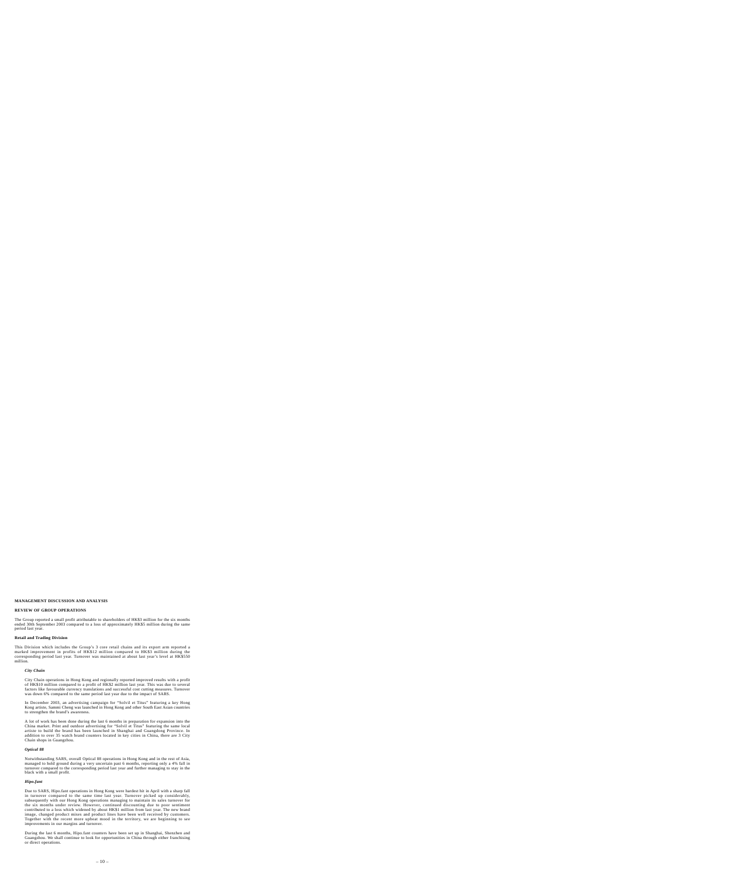# MANAGEMENT DISCUSSION AND ANALYSIS

## REVIEW OF GROUP OPERATIONS

The Group reported a small profit attributable to shareholders of HK$3 million for the six months ended 30th September 2003 compared to a loss of approximately HK$5 million during the same period last year.

### Retail and Trading Division

This Division which includes the Group's 3 core retail chains and its export arm reported a marked improvement in profits of HK$12 million compared to HK$3 million during the corresponding period last year. Turnover was maintained at about last year's level at HK$550 million.

#### *City Chain*

City Chain operations in Hong Kong and regionally reported improved results with a profit of HK$10 million compared to a profit of HK$2 million last year. This was due to several factors like favourable currency translations and successful cost cutting measures. Turnover was down 6% compared to the same period last year due to the impact of SARS.

In December 2003, an advertising campaign for "Solvil et Titus" featuring a key Hong Kong artiste, Sammi Cheng was launched in Hong Kong and other South East Asian countries to strengthen the brand's awareness.

A lot of work has been done during the last 6 months in preparation for expansion into the China market. Print and outdoor advertising for "Solvil et Titus" featuring the same local artiste to build the brand has been launched in Shanghai and Guangdong Province. In addition to over 35 watch brand counters located in key cities in China, there are 3 City Chain shops in Guangzhou.

#### *Optical 88*

Notwithstanding SARS, overall Optical 88 operations in Hong Kong and in the rest of Asia, managed to hold ground during a very uncertain past 6 months, reporting only a 4% fall in turnover compared to the corresponding period last year and further managing to stay in the black with a small profit.

#### *Hipo.fant*

Due to SARS, Hipo.fant operations in Hong Kong were hardest hit in April with a sharp fall in turnover compared to the same time last year. Turnover picked up considerably, subsequently with our Hong Kong operations managing to maintain its sales turnover for the six months under review. However, continued discounting due to poor sentiment contributed to a loss which widened by about HK$1 million from last year. The new brand image, changed product mixes and product lines have been well received by customers. Together with the recent more upbeat mood in the territory, we are beginning to see improvements in our margins and turnover.

During the last 6 months, Hipo.fant counters have been set up in Shanghai, Shenzhen and Guangzhou. We shall continue to look for opportunities in China through either franchising or direct operations.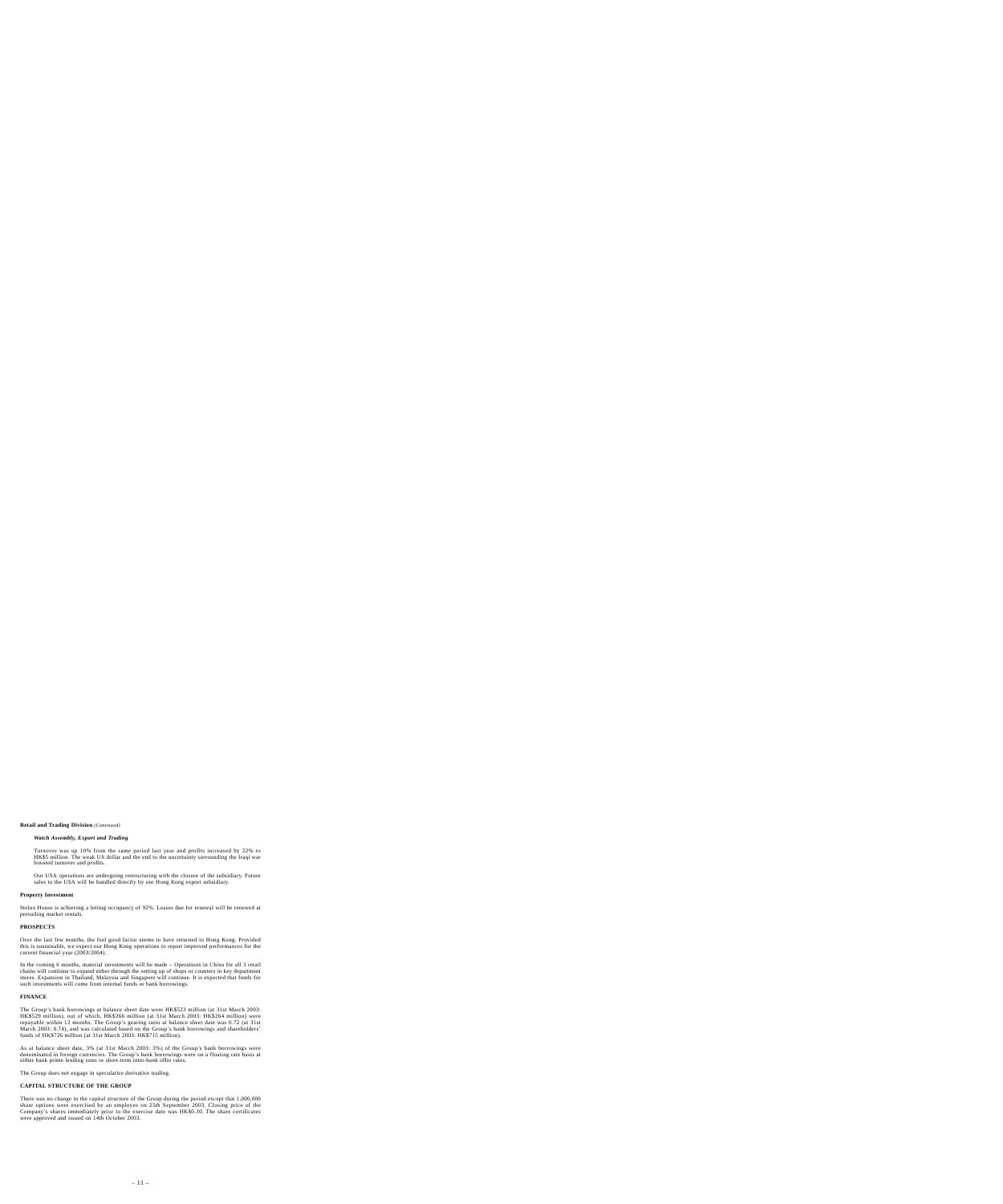**Retail and Trading Division** *(Continued)*

***Watch Assembly, Export and Trading***

Turnover was up 10% from the same period last year and profits increased by 22% to HK$5 million. The weak US dollar and the end to the uncertainty surrounding the Iraqi war boosted turnover and profits.

Our USA operations are undergoing restructuring with the closure of the subsidiary. Future sales to the USA will be handled directly by our Hong Kong export subsidiary.

**Property Investment**

Stelux House is achieving a letting occupancy of 92%. Leases due for renewal will be renewed at prevailing market rentals.

**PROSPECTS**

Over the last few months, the feel good factor seems to have returned to Hong Kong. Provided this is sustainable, we expect our Hong Kong operations to report improved performances for the current financial year (2003/2004).

In the coming 6 months, material investments will be made – Operations in China for all 3 retail chains will continue to expand either through the setting up of shops or counters in key department stores. Expansion in Thailand, Malaysia and Singapore will continue. It is expected that funds for such investments will come from internal funds or bank borrowings.

**FINANCE**

The Group's bank borrowings at balance sheet date were HK$523 million (at 31st March 2003: HK$529 million), out of which, HK$266 million (at 31st March 2003: HK$264 million) were repayable within 12 months. The Group's gearing ratio at balance sheet date was 0.72 (at 31st March 2003: 0.74), and was calculated based on the Group's bank borrowings and shareholders' funds of HK$726 million (at 31st March 2003: HK$715 million).

As at balance sheet date, 3% (at 31st March 2003: 3%) of the Group's bank borrowings were denominated in foreign currencies. The Group's bank borrowings were on a floating rate basis at either bank prime lending rates or short-term inter-bank offer rates.

The Group does not engage in speculative derivative trading.

**CAPITAL STRUCTURE OF THE GROUP**

There was no change in the capital structure of the Group during the period except that 1,000,000 share options were exercised by an employee on 25th September 2003. Closing price of the Company's shares immediately prior to the exercise date was HK$0.30. The share certificates were approved and issued on 14th October 2003.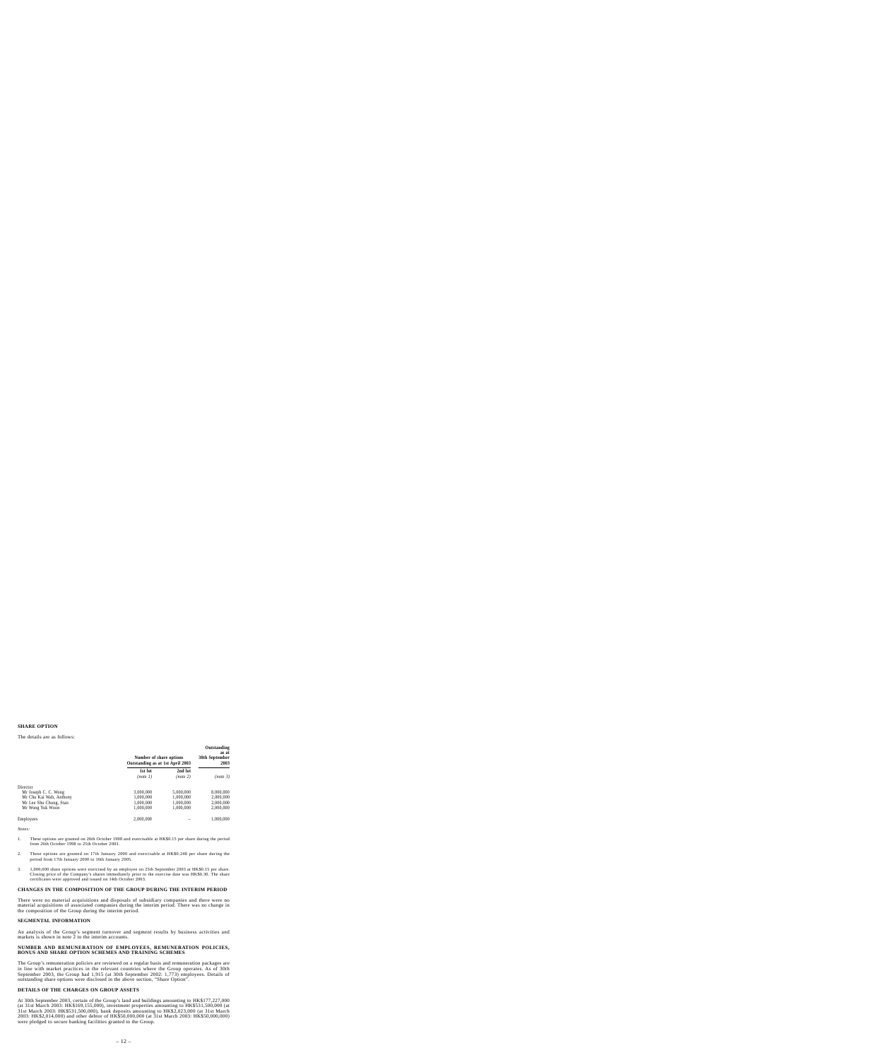## SHARE OPTION

The details are as follows:

| | Number of share options Outstanding as at 1st April 2003 | | Outstanding as at 30th September 2003 |
|---|---|---|---|
| | 1st lot | 2nd lot | |
| | *(note 1)* | *(note 2)* | *(note 3)* |
| Director | | | |
| Mr Joseph C. C. Wong | 3,000,000 | 5,000,000 | 8,000,000 |
| Mr Chu Kai Wah, Anthony | 1,000,000 | 1,000,000 | 2,000,000 |
| Mr Lee Shu Chung, Stan | 1,000,000 | 1,000,000 | 2,000,000 |
| Mr Wong Yuk Woon | 1,000,000 | 1,000,000 | 2,000,000 |
| Employees | 2,000,000 | – | 1,000,000 |

*Notes:*

1. These options are granted on 26th October 1998 and exercisable at HK$0.15 per share during the period from 26th October 1998 to 25th October 2003.

2. These options are granted on 17th January 2000 and exercisable at HK$0.248 per share during the period from 17th January 2000 to 16th January 2005.

3. 1,000,000 share options were exercised by an employee on 25th September 2003 at HK$0.15 per share. Closing price of the Company's shares immediately prior to the exercise date was HK$0.30. The share certificates were approved and issued on 14th October 2003.

## CHANGES IN THE COMPOSITION OF THE GROUP DURING THE INTERIM PERIOD

There were no material acquisitions and disposals of subsidiary companies and there were no material acquisitions of associated companies during the interim period. There was no change in the composition of the Group during the interim period.

## SEGMENTAL INFORMATION

An analysis of the Group's segment turnover and segment results by business activities and markets is shown in note 2 to the interim accounts.

## NUMBER AND REMUNERATION OF EMPLOYEES, REMUNERATION POLICIES, BONUS AND SHARE OPTION SCHEMES AND TRAINING SCHEMES

The Group's remuneration policies are reviewed on a regular basis and remuneration packages are in line with market practices in the relevant countries where the Group operates. As of 30th September 2003, the Group had 1,915 (at 30th September 2002: 1,773) employees. Details of outstanding share options were disclosed in the above section, "Share Option".

## DETAILS OF THE CHARGES ON GROUP ASSETS

At 30th September 2003, certain of the Group's land and buildings amounting to HK$177,227,000 (at 31st March 2003: HK$169,155,000), investment properties amounting to HK$531,500,000 (at 31st March 2003: HK$531,500,000), bank deposits amounting to HK$2,023,000 (at 31st March 2003: HK$2,014,000) and other debtor of HK$50,000,000 (at 31st March 2003: HK$50,000,000) were pledged to secure banking facilities granted to the Group.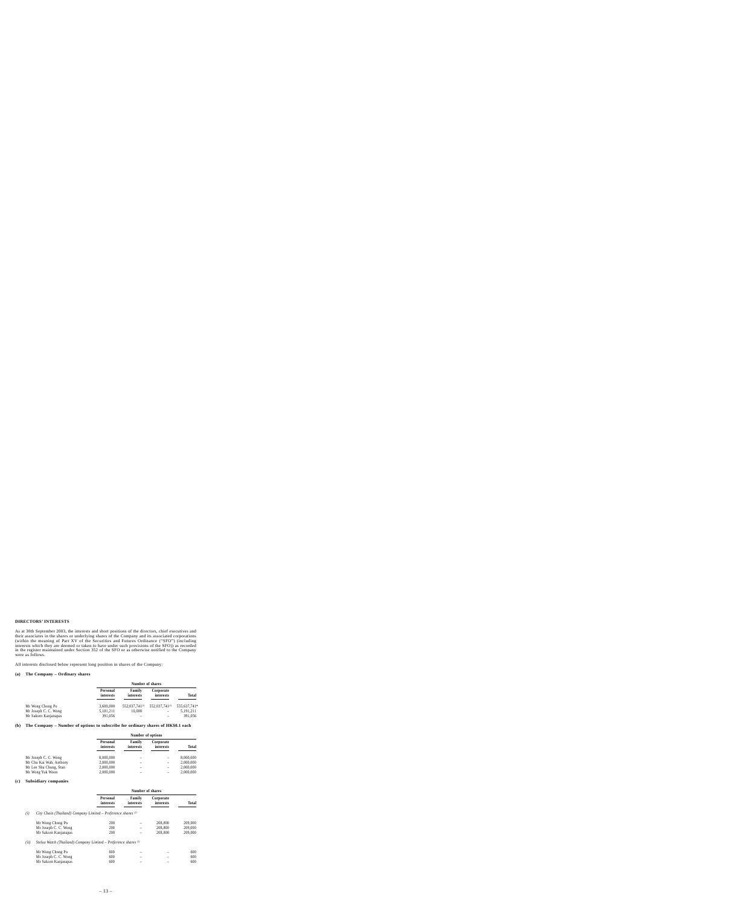**DIRECTORS' INTERESTS**

As at 30th September 2003, the interests and short positions of the directors, chief executives and their associates in the shares or underlying shares of the Company and its associated corporations (within the meaning of Part XV of the Securities and Futures Ordinance ("SFO") (including interests which they are deemed or taken to have under such provisions of the SFO)) as recorded in the register maintained under Section 352 of the SFO or as otherwise notified to the Company were as follows.

All interests disclosed below represent long position in shares of the Company:

**(a) The Company – Ordinary shares**

| | Number of shares | | | |
|---|---|---|---|---|
| | **Personal interests** | **Family interests** | **Corporate interests** | **Total** |
| Mr Wong Chong Po | 3,600,000 | 552,037,741[1] | 552,037,741[1] | 555,637,741* |
| Mr Joseph C. C. Wong | 5,181,211 | 10,000 | – | 5,191,211 |
| Mr Sakorn Kanjanapas | 391,056 | – | – | 391,056 |

**(b) The Company – Number of options to subscribe for ordinary shares of HK$0.1 each**

| | Number of options | | | |
|---|---|---|---|---|
| | **Personal interests** | **Family interests** | **Corporate interests** | **Total** |
| Mr Joseph C. C. Wong | 8,000,000 | – | – | 8,000,000 |
| Mr Chu Kai Wah, Anthony | 2,000,000 | – | – | 2,000,000 |
| Mr Lee Shu Chung, Stan | 2,000,000 | – | – | 2,000,000 |
| Mr Wong Yuk Woon | 2,000,000 | – | – | 2,000,000 |

**(c) Subsidiary companies**

| | Number of shares | | | |
|---|---|---|---|---|
| | **Personal interests** | **Family interests** | **Corporate interests** | **Total** |
| *(i) City Chain (Thailand) Company Limited – Preference shares [2]* | | | | |
| Mr Wong Chong Po | 200 | – | 208,800 | 209,000 |
| Mr Joseph C. C. Wong | 200 | – | 208,800 | 209,000 |
| Mr Sakorn Kanjanapas | 200 | – | 208,800 | 209,000 |
| *(ii) Stelux Watch (Thailand) Company Limited – Preference shares [3]* | | | | |
| Mr Wong Chong Po | 600 | – | – | 600 |
| Mr Joseph C. C. Wong | 600 | – | – | 600 |
| Mr Sakorn Kanjanapas | 600 | – | – | 600 |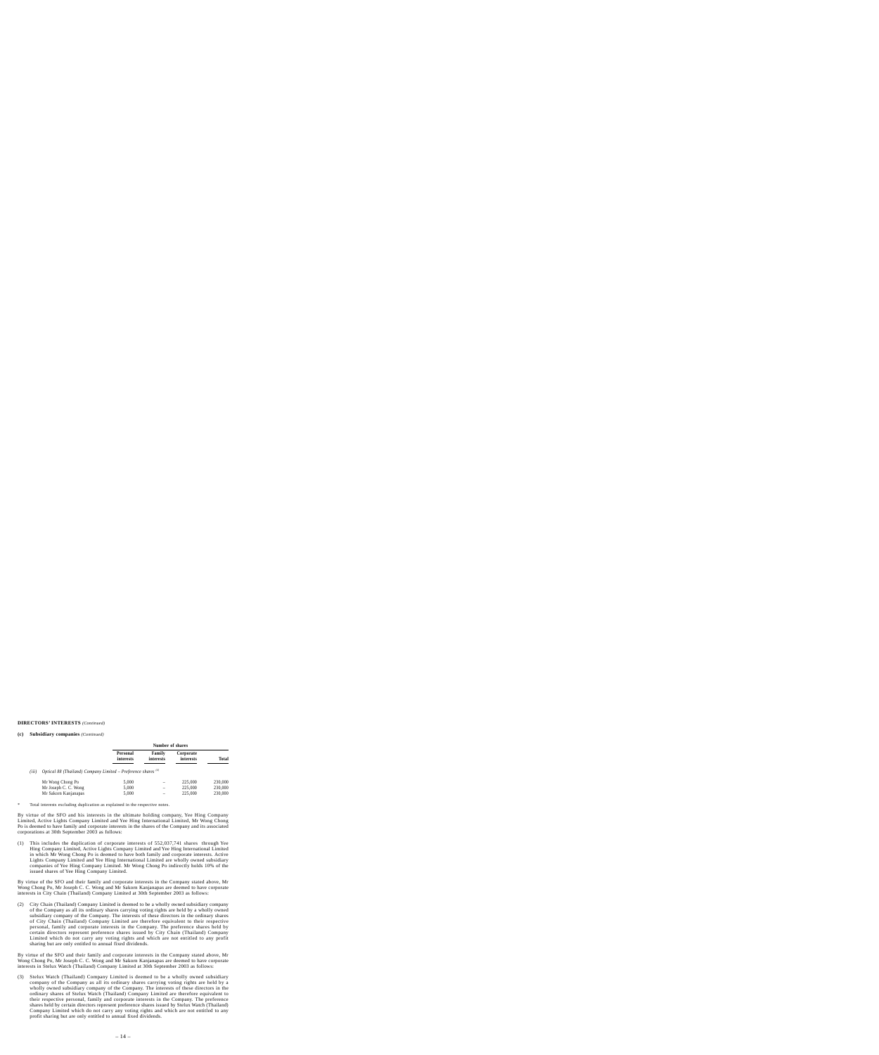**DIRECTORS' INTERESTS** *(Continued)*

**(c) Subsidiary companies** *(Continued)*

| | Number of shares | | | |
|---|---|---|---|---|
| | **Personal interests** | **Family interests** | **Corporate interests** | **Total** |
| *(iii) Optical 88 (Thailand) Company Limited – Preference shares* [4] | | | | |
| Mr Wong Chong Po | 5,000 | – | 225,000 | 230,000 |
| Mr Joseph C. C. Wong | 5,000 | – | 225,000 | 230,000 |
| Mr Sakorn Kanjanapas | 5,000 | – | 225,000 | 230,000 |

\* Total interests excluding duplication as explained in the respective notes.

By virtue of the SFO and his interests in the ultimate holding company, Yee Hing Company Limited, Active Lights Company Limited and Yee Hing International Limited, Mr Wong Chong Po is deemed to have family and corporate interests in the shares of the Company and its associated corporations at 30th September 2003 as follows:

(1) This includes the duplication of corporate interests of 552,037,741 shares through Yee Hing Company Limited, Active Lights Company Limited and Yee Hing International Limited in which Mr Wong Chong Po is deemed to have both family and corporate interests. Active Lights Company Limited and Yee Hing International Limited are wholly owned subsidiary companies of Yee Hing Company Limited. Mr Wong Chong Po indirectly holds 10% of the issued shares of Yee Hing Company Limited.

By virtue of the SFO and their family and corporate interests in the Company stated above, Mr Wong Chong Po, Mr Joseph C. C. Wong and Mr Sakorn Kanjanapas are deemed to have corporate interests in City Chain (Thailand) Company Limited at 30th September 2003 as follows:

(2) City Chain (Thailand) Company Limited is deemed to be a wholly owned subsidiary company of the Company as all its ordinary shares carrying voting rights are held by a wholly owned subsidiary company of the Company. The interests of these directors in the ordinary shares of City Chain (Thailand) Company Limited are therefore equivalent to their respective personal, family and corporate interests in the Company. The preference shares held by certain directors represent preference shares issued by City Chain (Thailand) Company Limited which do not carry any voting rights and which are not entitled to any profit sharing but are only entitled to annual fixed dividends.

By virtue of the SFO and their family and corporate interests in the Company stated above, Mr Wong Chong Po, Mr Joseph C. C. Wong and Mr Sakorn Kanjanapas are deemed to have corporate interests in Stelux Watch (Thailand) Company Limited at 30th September 2003 as follows:

(3) Stelux Watch (Thailand) Company Limited is deemed to be a wholly owned subsidiary company of the Company as all its ordinary shares carrying voting rights are held by a wholly owned subsidiary company of the Company. The interests of these directors in the ordinary shares of Stelux Watch (Thailand) Company Limited are therefore equivalent to their respective personal, family and corporate interests in the Company. The preference shares held by certain directors represent preference shares issued by Stelux Watch (Thailand) Company Limited which do not carry any voting rights and which are not entitled to any profit sharing but are only entitled to annual fixed dividends.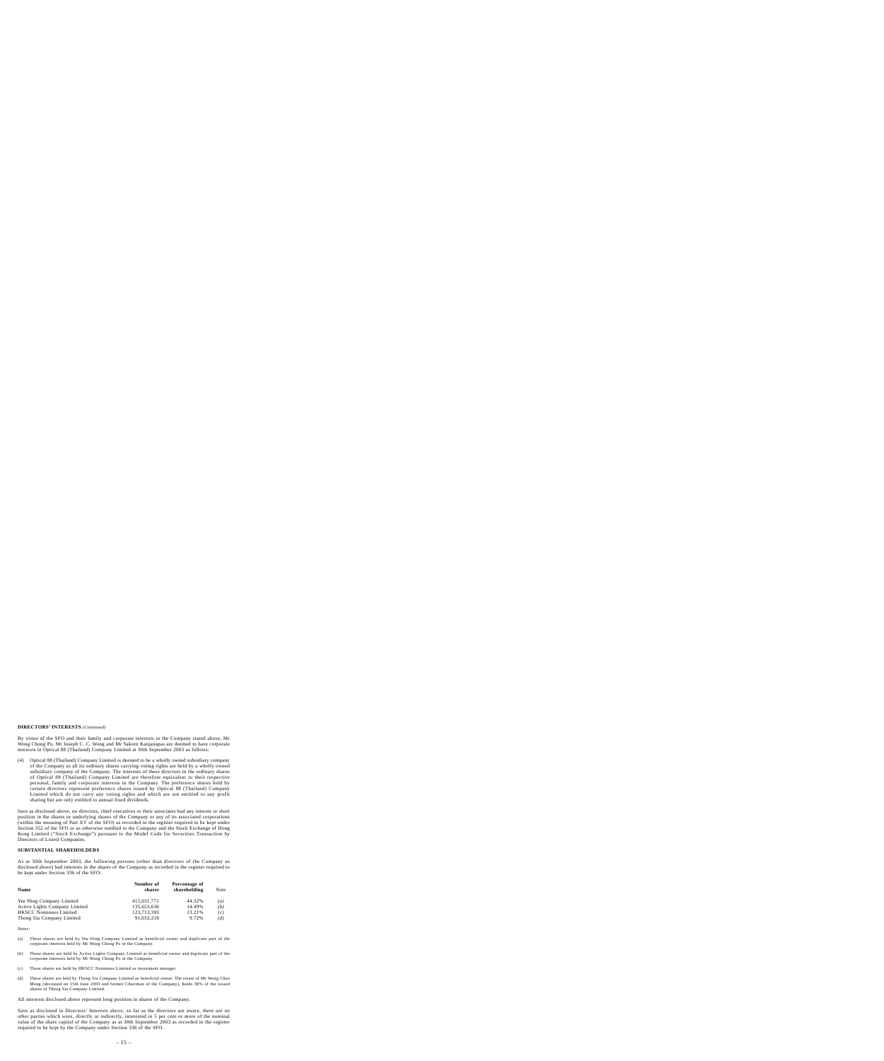**DIRECTORS' INTERESTS** *(Continued)*

By virtue of the SFO and their family and corporate interests in the Company stated above, Mr Wong Chong Po, Mr Joseph C. C. Wong and Mr Sakorn Kanjanapas are deemed to have corporate interests in Optical 88 (Thailand) Company Limited at 30th September 2003 as follows:

(4) Optical 88 (Thailand) Company Limited is deemed to be a wholly owned subsidiary company of the Company as all its ordinary shares carrying voting rights are held by a wholly owned subsidiary company of the Company. The interests of these directors in the ordinary shares of Optical 88 (Thailand) Company Limited are therefore equivalent to their respective personal, family and corporate interests in the Company. The preference shares held by certain directors represent preference shares issued by Optical 88 (Thailand) Company Limited which do not carry any voting rights and which are not entitled to any profit sharing but are only entitled to annual fixed dividends.

Save as disclosed above, no directors, chief executives or their associates had any interest or short position in the shares or underlying shares of the Company or any of its associated corporations (within the meaning of Part XV of the SFO) as recorded in the register required to be kept under Section 352 of the SFO or as otherwise notified to the Company and the Stock Exchange of Hong Kong Limited ("Stock Exchange") pursuant to the Model Code for Securities Transaction by Directors of Listed Companies.

**SUBSTANTIAL SHAREHOLDERS**

As at 30th September 2003, the following persons (other than directors of the Company as disclosed above) had interests in the shares of the Company as recorded in the register required to be kept under Section 336 of the SFO:

| Name | Number of shares | Percentage of shareholding | *Note* |
|---|---|---|---|
| Yee Hing Company Limited | 415,031,771 | 44.32% | *(a)* |
| Active Lights Company Limited | 135,653,636 | 14.49% | *(b)* |
| HKSCC Nominees Limited | 123,713,393 | 13.21% | *(c)* |
| Thong Sia Company Limited | 91,032,218 | 9.72% | *(d)* |

*Notes:*

(a) These shares are held by Yee Hing Company Limited as beneficial owner and duplicate part of the corporate interests held by Mr Wong Chong Po in the Company.

(b) These shares are held by Active Lights Company Limited as beneficial owner and duplicate part of the corporate interests held by Mr Wong Chong Po in the Company.

(c) These shares are held by HKSCC Nominees Limited as investment manager.

(d) These shares are held by Thong Sia Company Limited as beneficial owner. The estate of Mr Wong Chue Meng (deceased on 15th June 2003 and former Chairman of the Company), holds 38% of the issued shares of Thong Sia Company Limited.

All interests disclosed above represent long position in shares of the Company.

Save as disclosed in Directors' Interests above, so far as the directors are aware, there are no other parties which were, directly or indirectly, interested in 5 per cent or more of the nominal value of the share capital of the Company as at 30th September 2003 as recorded in the register required to be kept by the Company under Section 336 of the SFO.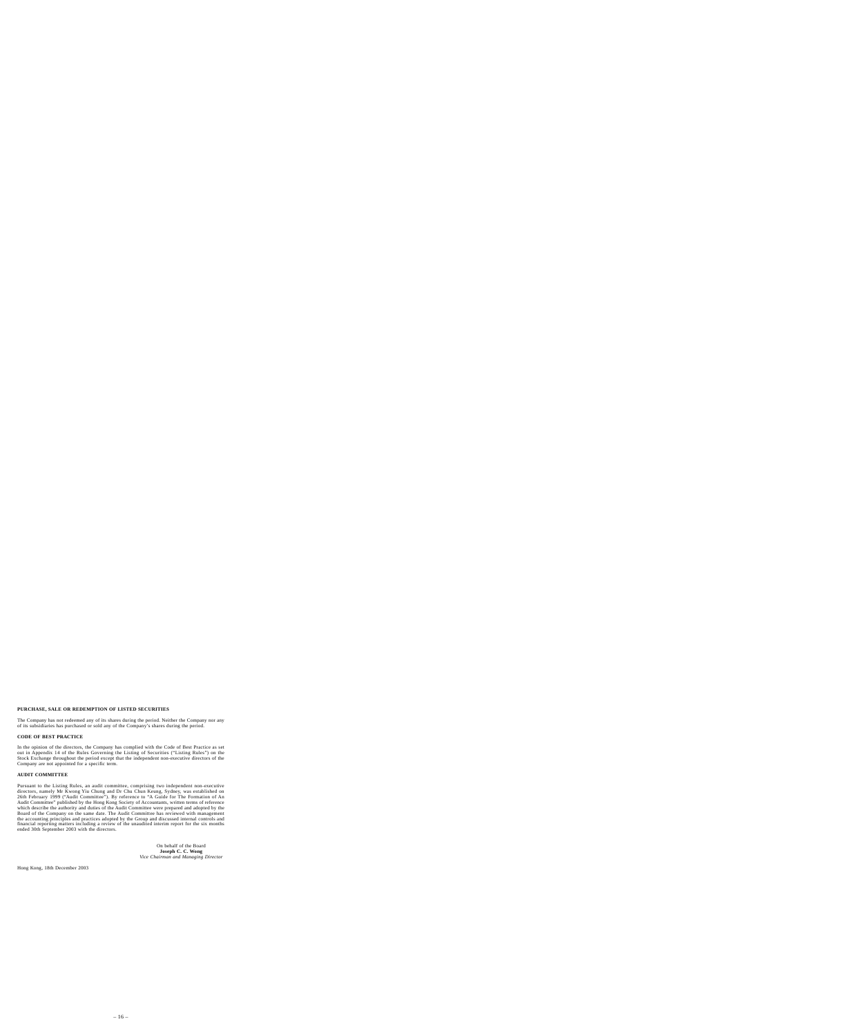### PURCHASE, SALE OR REDEMPTION OF LISTED SECURITIES

The Company has not redeemed any of its shares during the period. Neither the Company nor any of its subsidiaries has purchased or sold any of the Company's shares during the period.

### CODE OF BEST PRACTICE

In the opinion of the directors, the Company has complied with the Code of Best Practice as set out in Appendix 14 of the Rules Governing the Listing of Securities ("Listing Rules") on the Stock Exchange throughout the period except that the independent non-executive directors of the Company are not appointed for a specific term.

### AUDIT COMMITTEE

Pursuant to the Listing Rules, an audit committee, comprising two independent non-executive directors, namely Mr Kwong Yiu Chung and Dr Chu Chun Keung, Sydney, was established on 26th February 1999 ("Audit Committee"). By reference to "A Guide for The Formation of An Audit Committee" published by the Hong Kong Society of Accountants, written terms of reference which describe the authority and duties of the Audit Committee were prepared and adopted by the Board of the Company on the same date. The Audit Committee has reviewed with management the accounting principles and practices adopted by the Group and discussed internal controls and financial reporting matters including a review of the unaudited interim report for the six months ended 30th September 2003 with the directors.

On behalf of the Board
**Joseph C. C. Wong**
*Vice Chairman and Managing Director*

Hong Kong, 18th December 2003